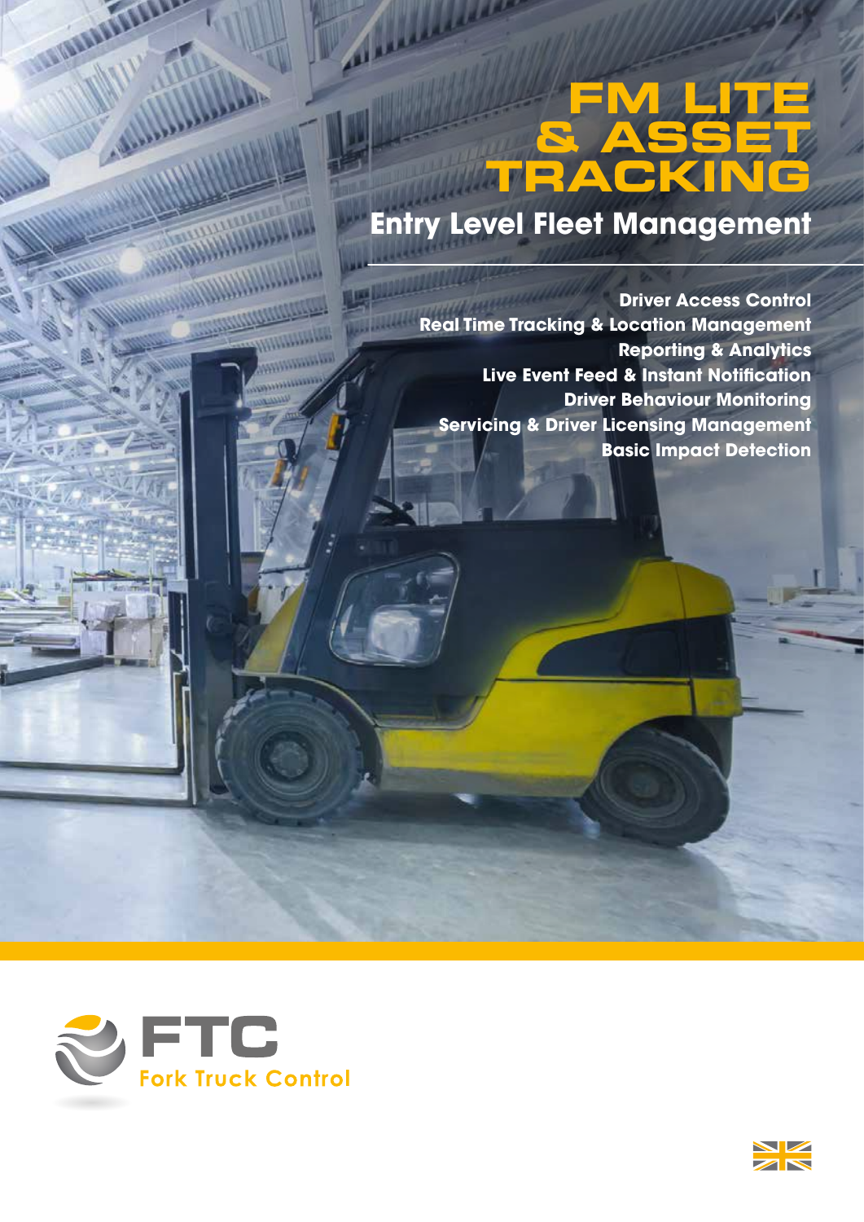# FM LITE & ASSET TRACKING

## Entry Level Fleet Management

Driver Access Control
Real Time Tracking & Location Management
Reporting & Analytics
Live Event Feed & Instant Notification
Driver Behaviour Monitoring
Servicing & Driver Licensing Management
Basic Impact Detection

FTC
Fork Truck Control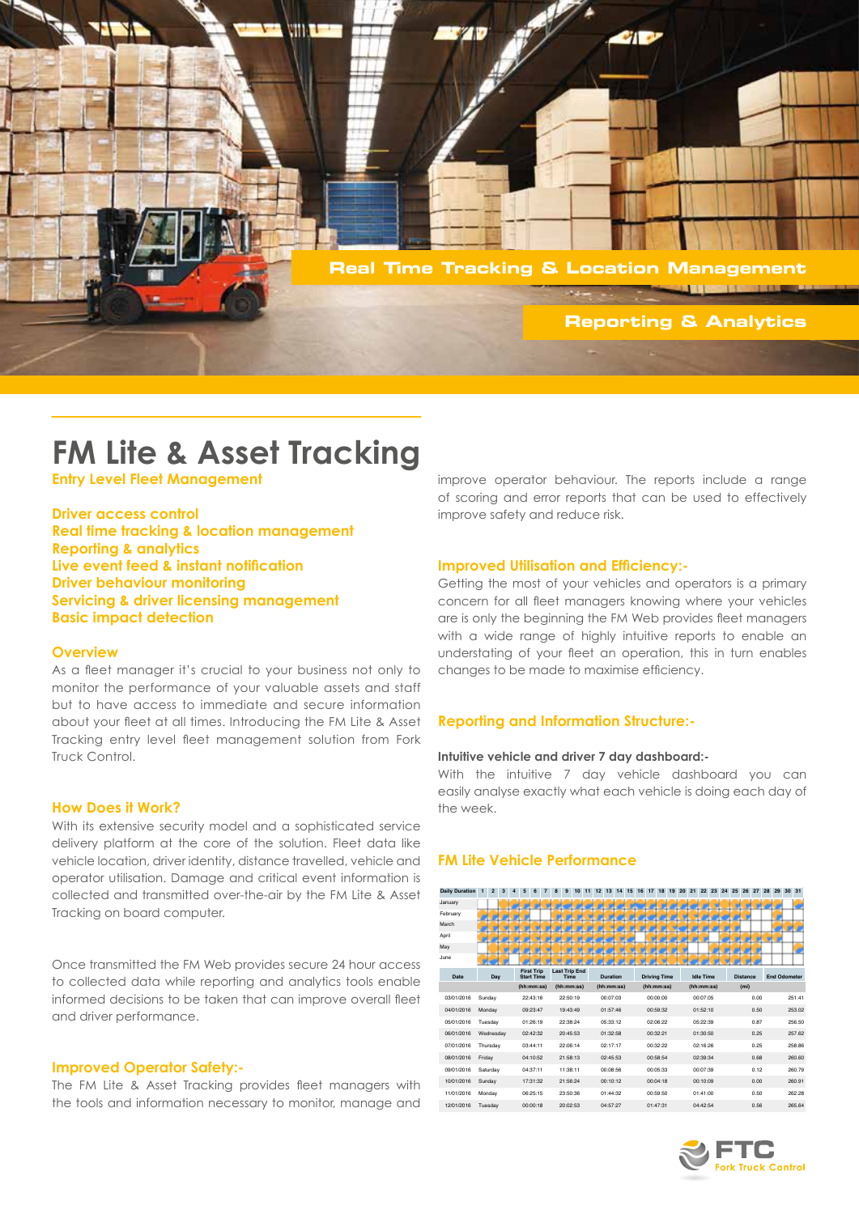Real Time Tracking & Location Management

Reporting & Analytics

# FM Lite & Asset Tracking

**Entry Level Fleet Management**

**Driver access control**
**Real time tracking & location management**
**Reporting & analytics**
**Live event feed & instant notification**
**Driver behaviour monitoring**
**Servicing & driver licensing management**
**Basic impact detection**

## Overview

As a fleet manager it's crucial to your business not only to monitor the performance of your valuable assets and staff but to have access to immediate and secure information about your fleet at all times. Introducing the FM Lite & Asset Tracking entry level fleet management solution from Fork Truck Control.

## How Does it Work?

With its extensive security model and a sophisticated service delivery platform at the core of the solution. Fleet data like vehicle location, driver identity, distance travelled, vehicle and operator utilisation. Damage and critical event information is collected and transmitted over-the-air by the FM Lite & Asset Tracking on board computer.

Once transmitted the FM Web provides secure 24 hour access to collected data while reporting and analytics tools enable informed decisions to be taken that can improve overall fleet and driver performance.

## Improved Operator Safety:-

The FM Lite & Asset Tracking provides fleet managers with the tools and information necessary to monitor, manage and improve operator behaviour. The reports include a range of scoring and error reports that can be used to effectively improve safety and reduce risk.

## Improved Utilisation and Efficiency:-

Getting the most of your vehicles and operators is a primary concern for all fleet managers knowing where your vehicles are is only the beginning the FM Web provides fleet managers with a wide range of highly intuitive reports to enable an understating of your fleet an operation, this in turn enables changes to be made to maximise efficiency.

## Reporting and Information Structure:-

### Intuitive vehicle and driver 7 day dashboard:-

With the intuitive 7 day vehicle dashboard you can easily analyse exactly what each vehicle is doing each day of the week.

## FM Lite Vehicle Performance

| Date | Day | First Trip Start Time (hh:mm:ss) | Last Trip End Time (hh:mm:ss) | Duration (hh:mm:ss) | Driving Time (hh:mm:ss) | Idle Time (hh:mm:ss) | Distance (mi) | End Odometer |
|---|---|---|---|---|---|---|---|---|
| 03/01/2016 | Sunday | 22:43:16 | 22:50:19 | 00:07:03 | 00:00:00 | 00:07:05 | 0.00 | 251.41 |
| 04/01/2016 | Monday | 09:23:47 | 19:43:49 | 01:57:46 | 00:59:32 | 01:52:10 | 0.50 | 253.02 |
| 05/01/2016 | Tuesday | 01:26:19 | 22:38:24 | 05:33:12 | 02:06:22 | 05:22:39 | 0.87 | 256.50 |
| 06/01/2016 | Wednesday | 02:42:32 | 20:45:53 | 01:32:58 | 00:32:21 | 01:30:50 | 0.25 | 257.62 |
| 07/01/2016 | Thursday | 03:44:11 | 22:06:14 | 02:17:17 | 00:32:22 | 02:16:26 | 0.25 | 258.86 |
| 08/01/2016 | Friday | 04:10:52 | 21:58:13 | 02:45:53 | 00:58:54 | 02:39:34 | 0.68 | 260.60 |
| 09/01/2016 | Saturday | 04:37:11 | 11:38:11 | 00:08:56 | 00:05:33 | 00:07:39 | 0.12 | 260.79 |
| 10/01/2016 | Sunday | 17:31:32 | 21:56:24 | 00:10:12 | 00:04:18 | 00:10:09 | 0.00 | 260.91 |
| 11/01/2016 | Monday | 06:25:15 | 23:50:36 | 01:44:32 | 00:59:50 | 01:41:00 | 0.50 | 262.28 |
| 12/01/2016 | Tuesday | 00:00:18 | 20:02:53 | 04:57:27 | 01:47:31 | 04:42:54 | 0.56 | 265.64 |

FTC Fork Truck Control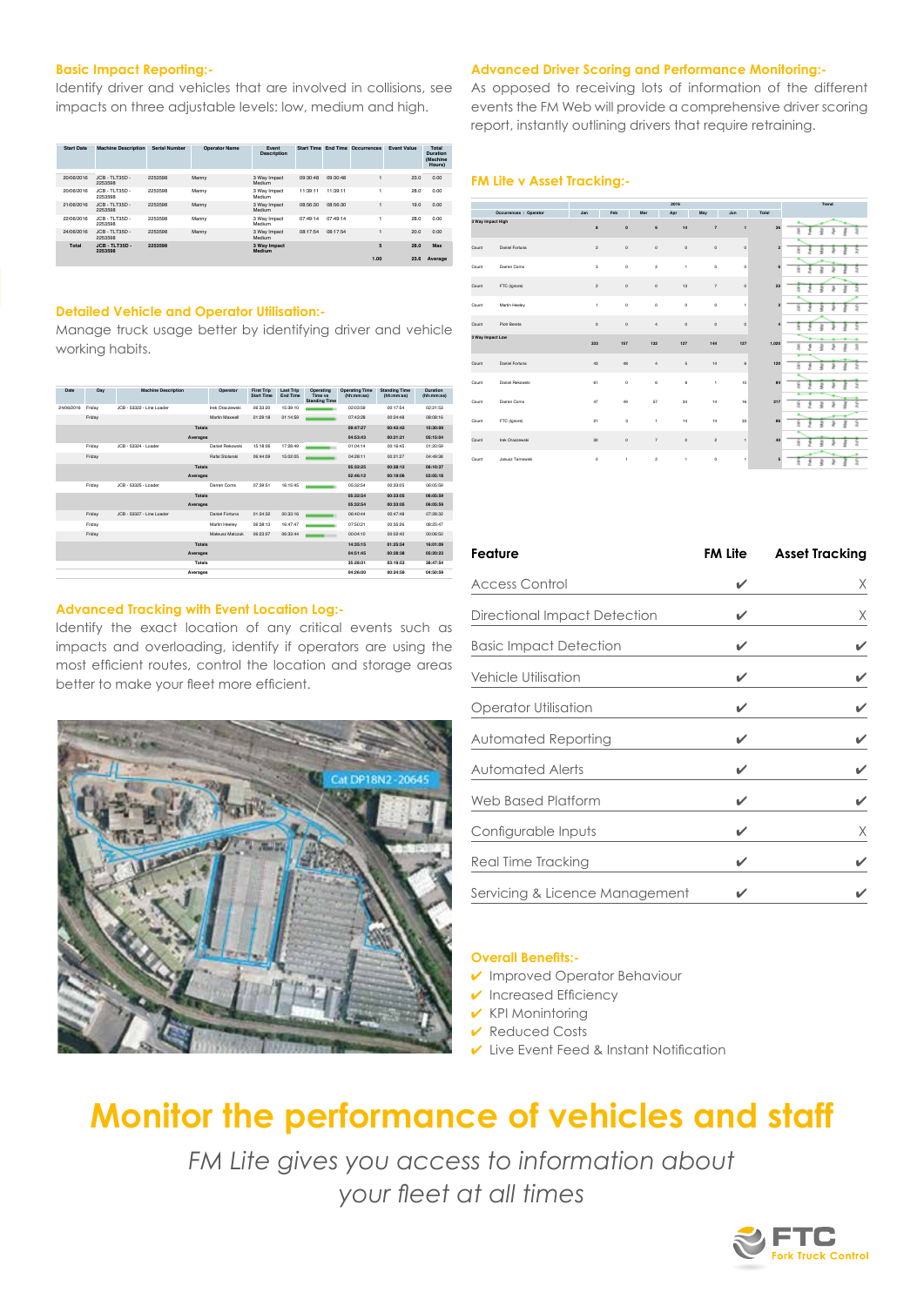### Basic Impact Reporting:-

Identify driver and vehicles that are involved in collisions, see impacts on three adjustable levels: low, medium and high.

| Start Date | Machine Description | Serial Number | Operator Name | Event Description | Start Time | End Time | Occurrences | Event Value | Total Duration (Machine Hours) |
|---|---|---|---|---|---|---|---|---|---|
| 20/06/2016 | JCB - TLT35D - 2253598 | 2253598 | Manny | 3 Way Impact Medium | 09:30:48 | 09:30:48 | 1 | 23.0 | 0.00 |
| 20/06/2016 | JCB - TLT35D - 2253598 | 2253598 | Manny | 3 Way Impact Medium | 11:39:11 | 11:39:11 | 1 | 28.0 | 0.00 |
| 21/06/2016 | JCB - TLT35D - 2253598 | 2253598 | Manny | 3 Way Impact Medium | 08:56:30 | 08:56:30 | 1 | 19.0 | 0.00 |
| 22/06/2016 | JCB - TLT35D - 2253598 | 2253598 | Manny | 3 Way Impact Medium | 07:49:14 | 07:49:14 | 1 | 28.0 | 0.00 |
| 24/06/2016 | JCB - TLT35D - 2253598 | 2253598 | Manny | 3 Way Impact Medium | 08:17:54 | 08:17:54 | 1 | 20.0 | 0.00 |
| Total | JCB - TLT35D - 2253598 | 2253598 | | 3 Way Impact Medium | | | 5 | 28.0 | Max |
| | | | | | | | 1.00 | 23.6 | Average |

### Detailed Vehicle and Operator Utilisation:-

Manage truck usage better by identifying driver and vehicle working habits.

| Date | Day | Machine Description | Operator | First Trip Start Time | Last Trip End Time | Operating Time vs Standing Time | Operating Time (hh:mm:ss) | Standing Time (hh:mm:ss) | Duration (hh:mm:ss) |
|---|---|---|---|---|---|---|---|---|---|
| 24/06/2016 | Friday | JCB - 53322 - Line Loader | Irek Oraczewski | 06:33:00 | 15:39:10 | | 02:03:59 | 00:17:54 | 02:21:53 |
| | Friday | | Martin Maxwell | 01:29:18 | 01:14:59 | | 07:43:28 | 00:24:48 | 08:08:16 |
| | | | Totals | | | | 09:47:27 | 00:42:42 | 10:30:09 |
| | | | Averages | | | | 04:53:43 | 00:21:21 | 05:15:04 |
| | Friday | JCB - 53324 - Loader | Daniel Rekowski | 15:18:06 | 17:28:49 | | 01:04:14 | 00:16:45 | 01:20:59 |
| | Friday | | Rafal Stolarski | 06:44:09 | 15:02:05 | | 04:28:11 | 00:21:27 | 04:49:38 |
| | | | Totals | | | | 05:32:25 | 00:38:12 | 06:10:37 |
| | | | Averages | | | | 02:46:12 | 00:19:06 | 03:05:18 |
| | Friday | JCB - 53325 - Loader | Darren Coms | 07:28:51 | 16:15:45 | | 05:32:54 | 00:33:05 | 06:05:59 |
| | | | Totals | | | | 05:32:54 | 00:33:05 | 06:05:59 |
| | | | Averages | | | | 05:32:54 | 00:33:05 | 06:05:59 |
| | Friday | JCB - 53327 - Line Loader | Daniel Fortuna | 01:34:32 | 00:33:16 | | 06:40:44 | 00:47:48 | 07:28:32 |
| | Friday | | Martin Heeley | 06:38:13 | 16:47:47 | | 07:50:21 | 00:35:26 | 08:25:47 |
| | Friday | | Mateusz Malczuk | 06:23:07 | 06:33:44 | | 00:04:10 | 00:02:40 | 00:06:50 |
| | | | Totals | | | | 14:35:15 | 01:25:54 | 16:01:09 |
| | | | Averages | | | | 04:51:45 | 00:28:38 | 05:20:23 |
| | | | Totals | | | | 35:28:01 | 03:19:53 | 38:47:54 |
| | | | Averages | | | | 04:26:00 | 00:24:59 | 04:50:59 |

### Advanced Tracking with Event Location Log:-

Identify the exact location of any critical events such as impacts and overloading, identify if operators are using the most efficient routes, control the location and storage areas better to make your fleet more efficient.

### Advanced Driver Scoring and Performance Monitoring:-

As opposed to receiving lots of information of the different events the FM Web will provide a comprehensive driver scoring report, instantly outlining drivers that require retraining.

### FM Lite v Asset Tracking:-

| Occurrences | Operator | Jan | Feb | Mar | Apr | May | Jun | Total | Trend |
|---|---|---|---|---|---|---|---|---|---|
| 3 Way Impact High | | 6 | 0 | 6 | 14 | 7 | 1 | 34 | |
| Count | Daniel Fortuna | 2 | 0 | 0 | 0 | 0 | 0 | 2 | |
| Count | Darren Corns | 3 | 0 | 2 | 1 | 0 | 0 | 6 | |
| Count | FTC (Ignore) | 2 | 0 | 0 | 13 | 7 | 0 | 22 | |
| Count | Martin Heeley | 1 | 0 | 0 | 0 | 0 | 1 | 2 | |
| Count | Piotr Bereta | 0 | 0 | 4 | 0 | 0 | 0 | 4 | |
| 3 Way Impact Low | | 233 | 157 | 132 | 127 | 144 | 137 | 1,030 | |
| Count | Daniel Fortuna | 42 | 48 | 4 | 5 | 14 | 8 | 120 | |
| Count | Daniel Rekowski | 61 | 0 | 6 | 6 | 1 | 10 | 84 | |
| Count | Darren Corns | 47 | 49 | 57 | 34 | 14 | 16 | 217 | |
| Count | FTC (Ignore) | 21 | 3 | 1 | 14 | 14 | 33 | 86 | |
| Count | Irek Oraczewski | 30 | 0 | 7 | 0 | 2 | 1 | 40 | |
| Count | Jakusz Tarnowski | 0 | 1 | 2 | 1 | 0 | 1 | 5 | |

| Feature | FM Lite | Asset Tracking |
|---|---|---|
| Access Control | ✔ | X |
| Directional Impact Detection | ✔ | X |
| Basic Impact Detection | ✔ | ✔ |
| Vehicle Utilisation | ✔ | ✔ |
| Operator Utilisation | ✔ | ✔ |
| Automated Reporting | ✔ | ✔ |
| Automated Alerts | ✔ | ✔ |
| Web Based Platform | ✔ | ✔ |
| Configurable Inputs | ✔ | X |
| Real Time Tracking | ✔ | ✔ |
| Servicing & Licence Management | ✔ | ✔ |

### Overall Benefits:-

- ✔ Improved Operator Behaviour
- ✔ Increased Efficiency
- ✔ KPI Monintoring
- ✔ Reduced Costs
- ✔ Live Event Feed & Instant Notification

# Monitor the performance of vehicles and staff

*FM Lite gives you access to information about your fleet at all times*

FTC Fork Truck Control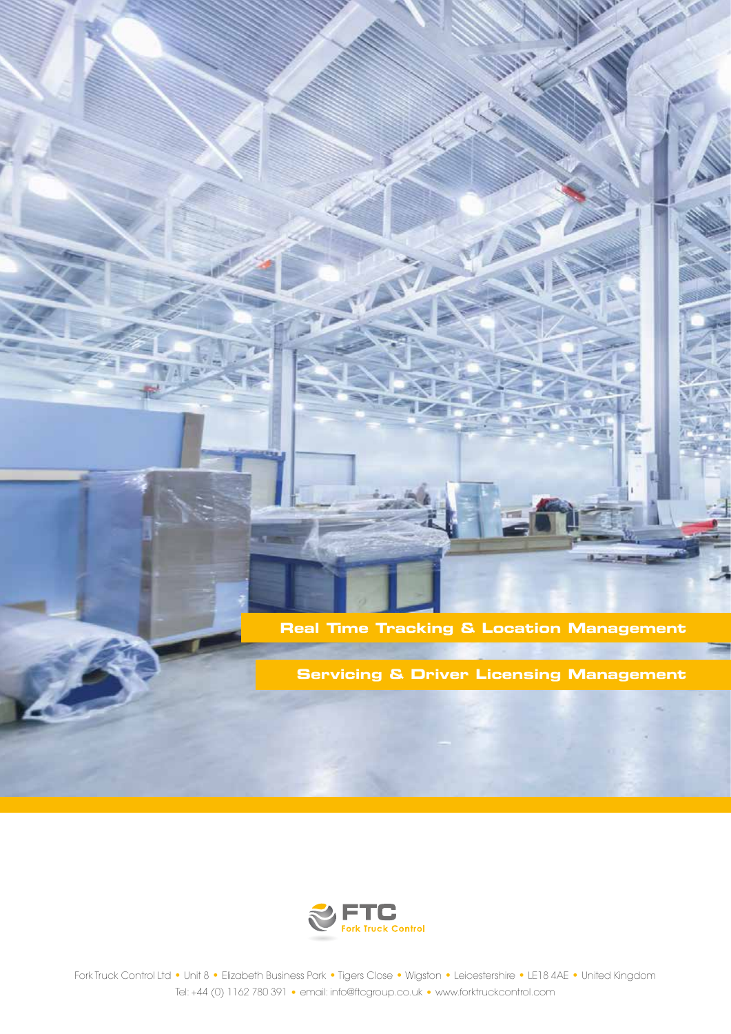**Real Time Tracking & Location Management**

**Servicing & Driver Licensing Management**

FTC
Fork Truck Control

Fork Truck Control Ltd • Unit 8 • Elizabeth Business Park • Tigers Close • Wigston • Leicestershire • LE18 4AE • United Kingdom
Tel: +44 (0) 1162 780 391 • email: info@ftcgroup.co.uk • www.forktruckcontrol.com